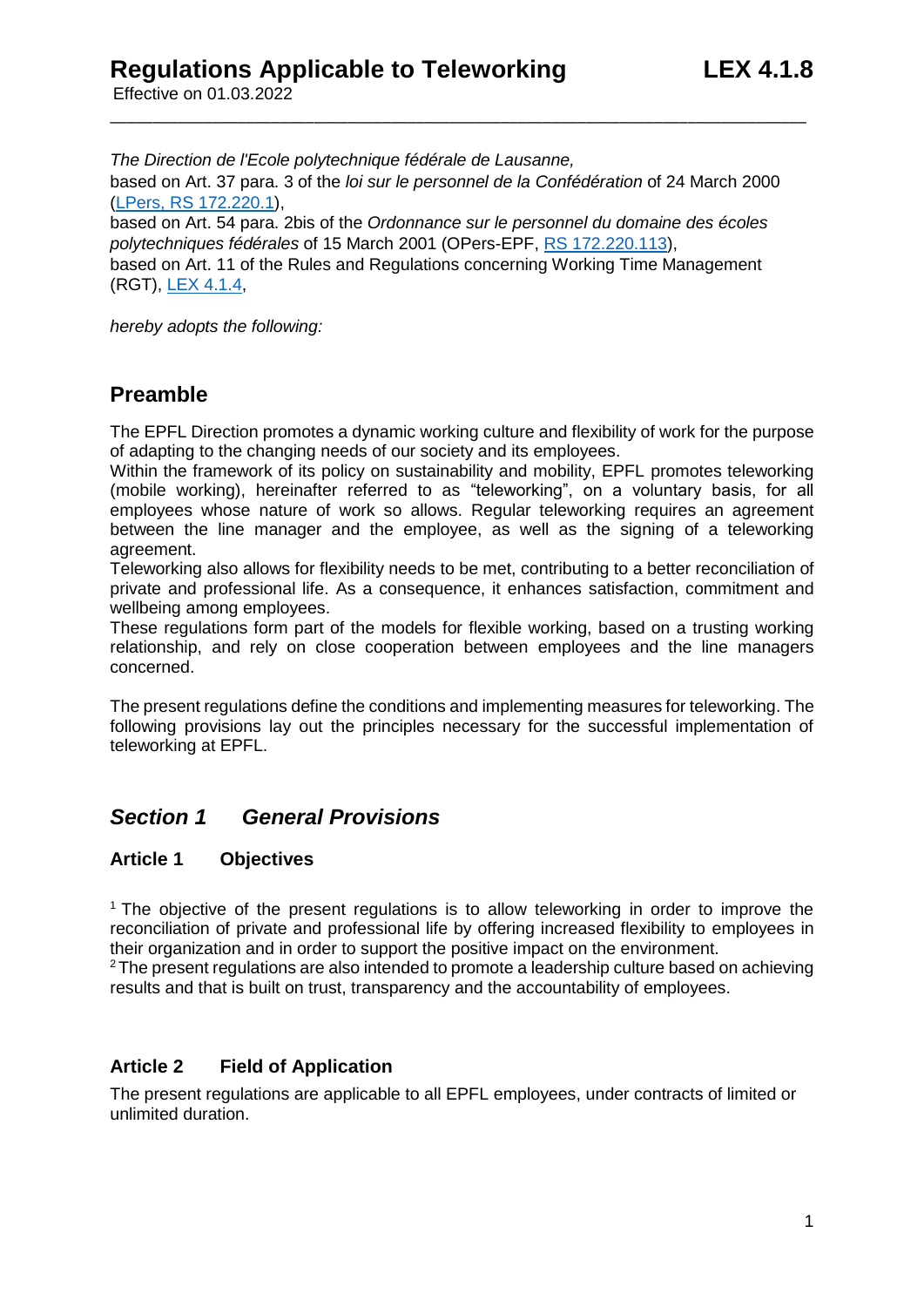# Regulations Applicable to Teleworking LEX 4.1.8

Effective on 01.03.2022

*The Direction de l'Ecole polytechnique fédérale de Lausanne,*

based on Art. 37 para. 3 of the *loi sur le personnel de la Confédération* of 24 March 2000 (LPers, RS 172.220.1),

based on Art. 54 para. 2bis of the *Ordonnance sur le personnel du domaine des écoles polytechniques fédérales* of 15 March 2001 (OPers-EPF, RS 172.220.113),

based on Art. 11 of the Rules and Regulations concerning Working Time Management (RGT), LEX 4.1.4,

*hereby adopts the following:*

## Preamble

The EPFL Direction promotes a dynamic working culture and flexibility of work for the purpose of adapting to the changing needs of our society and its employees.

Within the framework of its policy on sustainability and mobility, EPFL promotes teleworking (mobile working), hereinafter referred to as "teleworking", on a voluntary basis, for all employees whose nature of work so allows. Regular teleworking requires an agreement between the line manager and the employee, as well as the signing of a teleworking agreement.

Teleworking also allows for flexibility needs to be met, contributing to a better reconciliation of private and professional life. As a consequence, it enhances satisfaction, commitment and wellbeing among employees.

These regulations form part of the models for flexible working, based on a trusting working relationship, and rely on close cooperation between employees and the line managers concerned.

The present regulations define the conditions and implementing measures for teleworking. The following provisions lay out the principles necessary for the successful implementation of teleworking at EPFL.

## *Section 1 General Provisions*

### Article 1 Objectives

[1] The objective of the present regulations is to allow teleworking in order to improve the reconciliation of private and professional life by offering increased flexibility to employees in their organization and in order to support the positive impact on the environment.

[2] The present regulations are also intended to promote a leadership culture based on achieving results and that is built on trust, transparency and the accountability of employees.

### Article 2 Field of Application

The present regulations are applicable to all EPFL employees, under contracts of limited or unlimited duration.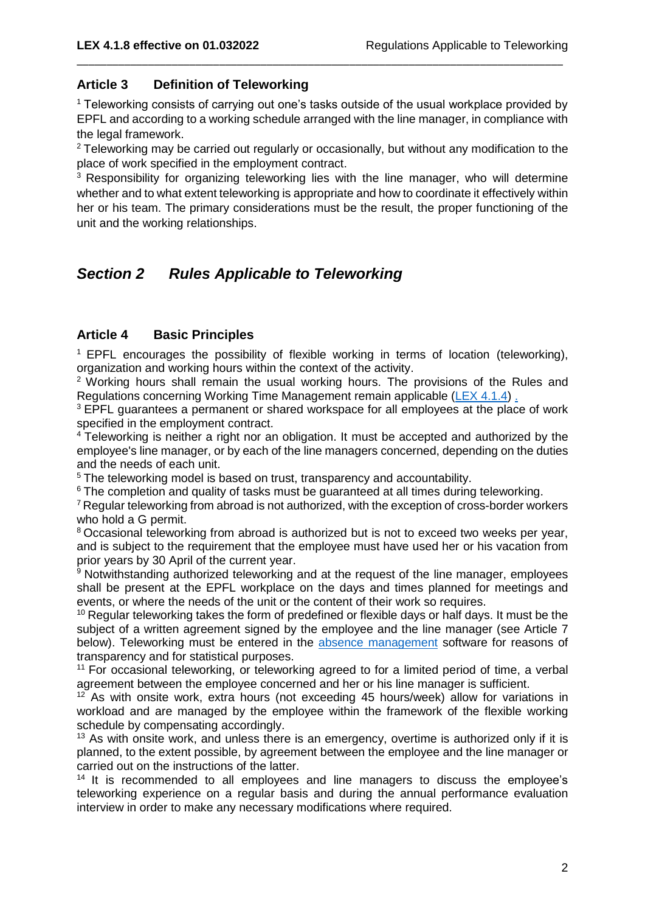## Article 3 Definition of Teleworking

[1] Teleworking consists of carrying out one's tasks outside of the usual workplace provided by EPFL and according to a working schedule arranged with the line manager, in compliance with the legal framework.

[2] Teleworking may be carried out regularly or occasionally, but without any modification to the place of work specified in the employment contract.

[3] Responsibility for organizing teleworking lies with the line manager, who will determine whether and to what extent teleworking is appropriate and how to coordinate it effectively within her or his team. The primary considerations must be the result, the proper functioning of the unit and the working relationships.

# *Section 2 Rules Applicable to Teleworking*

## Article 4 Basic Principles

[1] EPFL encourages the possibility of flexible working in terms of location (teleworking), organization and working hours within the context of the activity.

[2] Working hours shall remain the usual working hours. The provisions of the Rules and Regulations concerning Working Time Management remain applicable (LEX 4.1.4) .

[3] EPFL guarantees a permanent or shared workspace for all employees at the place of work specified in the employment contract.

[4] Teleworking is neither a right nor an obligation. It must be accepted and authorized by the employee's line manager, or by each of the line managers concerned, depending on the duties and the needs of each unit.

[5] The teleworking model is based on trust, transparency and accountability.

[6] The completion and quality of tasks must be guaranteed at all times during teleworking.

[7] Regular teleworking from abroad is not authorized, with the exception of cross-border workers who hold a G permit.

[8] Occasional teleworking from abroad is authorized but is not to exceed two weeks per year, and is subject to the requirement that the employee must have used her or his vacation from prior years by 30 April of the current year.

[9] Notwithstanding authorized teleworking and at the request of the line manager, employees shall be present at the EPFL workplace on the days and times planned for meetings and events, or where the needs of the unit or the content of their work so requires.

[10] Regular teleworking takes the form of predefined or flexible days or half days. It must be the subject of a written agreement signed by the employee and the line manager (see Article 7 below). Teleworking must be entered in the absence management software for reasons of transparency and for statistical purposes.

[11] For occasional teleworking, or teleworking agreed to for a limited period of time, a verbal agreement between the employee concerned and her or his line manager is sufficient.

[12] As with onsite work, extra hours (not exceeding 45 hours/week) allow for variations in workload and are managed by the employee within the framework of the flexible working schedule by compensating accordingly.

[13] As with onsite work, and unless there is an emergency, overtime is authorized only if it is planned, to the extent possible, by agreement between the employee and the line manager or carried out on the instructions of the latter.

[14] It is recommended to all employees and line managers to discuss the employee's teleworking experience on a regular basis and during the annual performance evaluation interview in order to make any necessary modifications where required.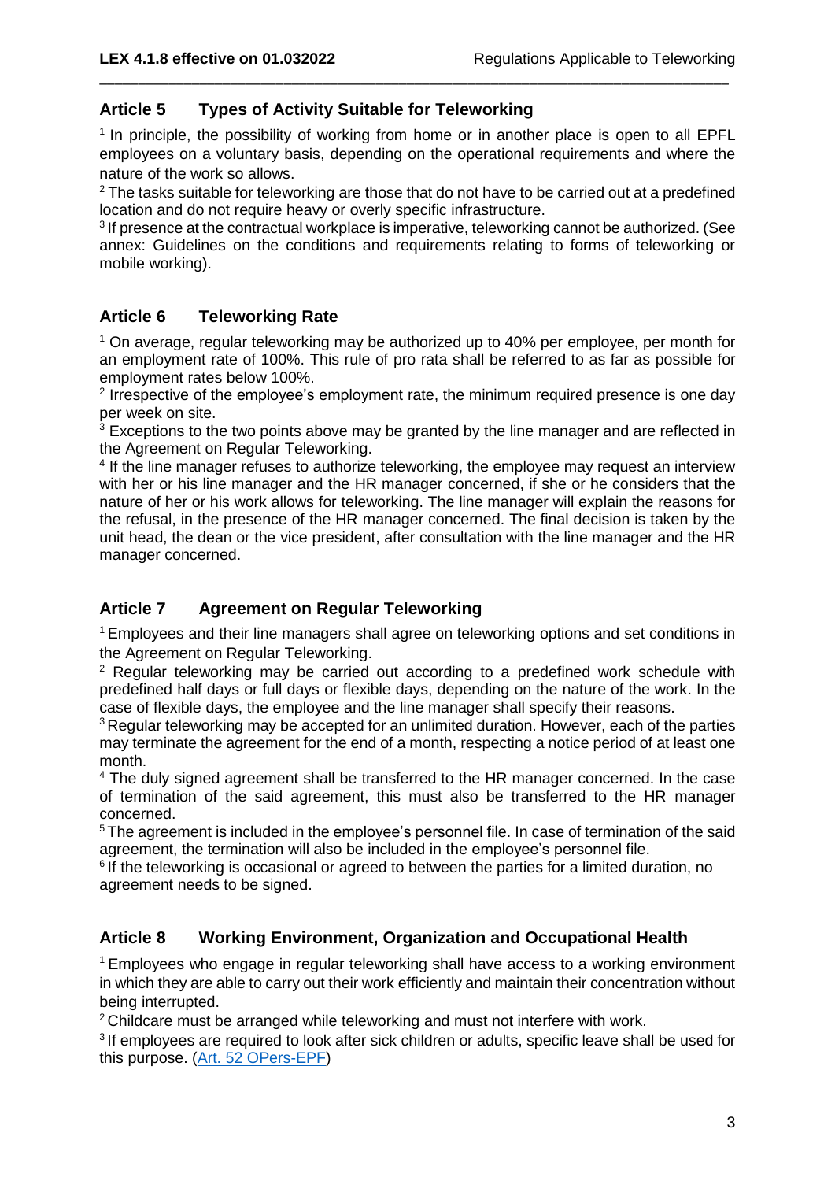## Article 5 Types of Activity Suitable for Teleworking

[1] In principle, the possibility of working from home or in another place is open to all EPFL employees on a voluntary basis, depending on the operational requirements and where the nature of the work so allows.

[2] The tasks suitable for teleworking are those that do not have to be carried out at a predefined location and do not require heavy or overly specific infrastructure.

[3] If presence at the contractual workplace is imperative, teleworking cannot be authorized. (See annex: Guidelines on the conditions and requirements relating to forms of teleworking or mobile working).

## Article 6 Teleworking Rate

[1] On average, regular teleworking may be authorized up to 40% per employee, per month for an employment rate of 100%. This rule of pro rata shall be referred to as far as possible for employment rates below 100%.

[2] Irrespective of the employee's employment rate, the minimum required presence is one day per week on site.

[3] Exceptions to the two points above may be granted by the line manager and are reflected in the Agreement on Regular Teleworking.

[4] If the line manager refuses to authorize teleworking, the employee may request an interview with her or his line manager and the HR manager concerned, if she or he considers that the nature of her or his work allows for teleworking. The line manager will explain the reasons for the refusal, in the presence of the HR manager concerned. The final decision is taken by the unit head, the dean or the vice president, after consultation with the line manager and the HR manager concerned.

## Article 7 Agreement on Regular Teleworking

[1] Employees and their line managers shall agree on teleworking options and set conditions in the Agreement on Regular Teleworking.

[2] Regular teleworking may be carried out according to a predefined work schedule with predefined half days or full days or flexible days, depending on the nature of the work. In the case of flexible days, the employee and the line manager shall specify their reasons.

[3] Regular teleworking may be accepted for an unlimited duration. However, each of the parties may terminate the agreement for the end of a month, respecting a notice period of at least one month.

[4] The duly signed agreement shall be transferred to the HR manager concerned. In the case of termination of the said agreement, this must also be transferred to the HR manager concerned.

[5] The agreement is included in the employee's personnel file. In case of termination of the said agreement, the termination will also be included in the employee's personnel file.

[6] If the teleworking is occasional or agreed to between the parties for a limited duration, no agreement needs to be signed.

## Article 8 Working Environment, Organization and Occupational Health

[1] Employees who engage in regular teleworking shall have access to a working environment in which they are able to carry out their work efficiently and maintain their concentration without being interrupted.

[2] Childcare must be arranged while teleworking and must not interfere with work.

[3] If employees are required to look after sick children or adults, specific leave shall be used for this purpose. (Art. 52 OPers-EPF)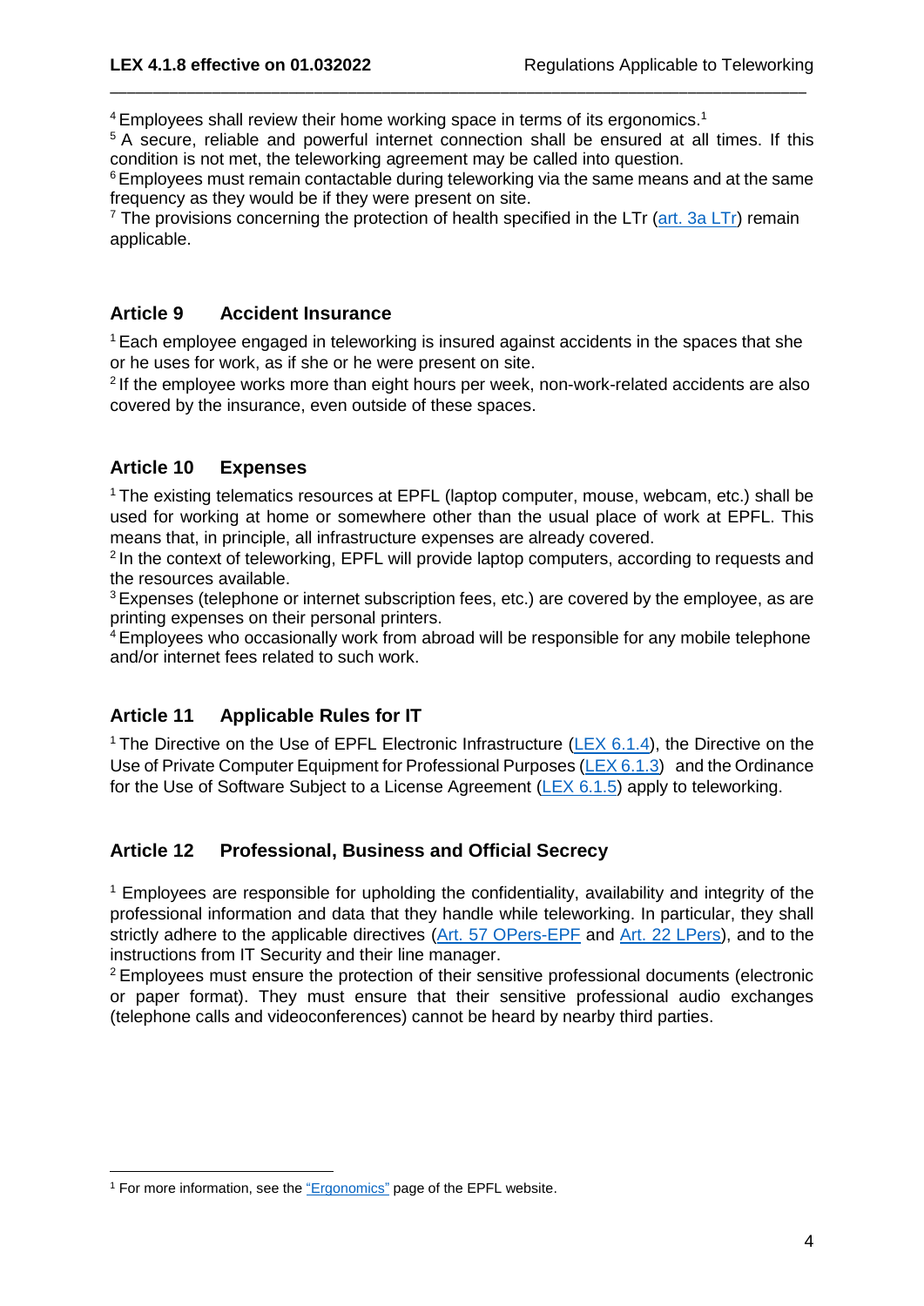[4] Employees shall review their home working space in terms of its ergonomics.[1]
[5] A secure, reliable and powerful internet connection shall be ensured at all times. If this condition is not met, the teleworking agreement may be called into question.
[6] Employees must remain contactable during teleworking via the same means and at the same frequency as they would be if they were present on site.
[7] The provisions concerning the protection of health specified in the LTr (art. 3a LTr) remain applicable.

## Article 9 Accident Insurance

[1] Each employee engaged in teleworking is insured against accidents in the spaces that she or he uses for work, as if she or he were present on site.
[2] If the employee works more than eight hours per week, non-work-related accidents are also covered by the insurance, even outside of these spaces.

## Article 10 Expenses

[1] The existing telematics resources at EPFL (laptop computer, mouse, webcam, etc.) shall be used for working at home or somewhere other than the usual place of work at EPFL. This means that, in principle, all infrastructure expenses are already covered.
[2] In the context of teleworking, EPFL will provide laptop computers, according to requests and the resources available.
[3] Expenses (telephone or internet subscription fees, etc.) are covered by the employee, as are printing expenses on their personal printers.
[4] Employees who occasionally work from abroad will be responsible for any mobile telephone and/or internet fees related to such work.

## Article 11 Applicable Rules for IT

[1] The Directive on the Use of EPFL Electronic Infrastructure (LEX 6.1.4), the Directive on the Use of Private Computer Equipment for Professional Purposes (LEX 6.1.3) and the Ordinance for the Use of Software Subject to a License Agreement (LEX 6.1.5) apply to teleworking.

## Article 12 Professional, Business and Official Secrecy

[1] Employees are responsible for upholding the confidentiality, availability and integrity of the professional information and data that they handle while teleworking. In particular, they shall strictly adhere to the applicable directives (Art. 57 OPers-EPF and Art. 22 LPers), and to the instructions from IT Security and their line manager.
[2] Employees must ensure the protection of their sensitive professional documents (electronic or paper format). They must ensure that their sensitive professional audio exchanges (telephone calls and videoconferences) cannot be heard by nearby third parties.

---

[1] For more information, see the "Ergonomics" page of the EPFL website.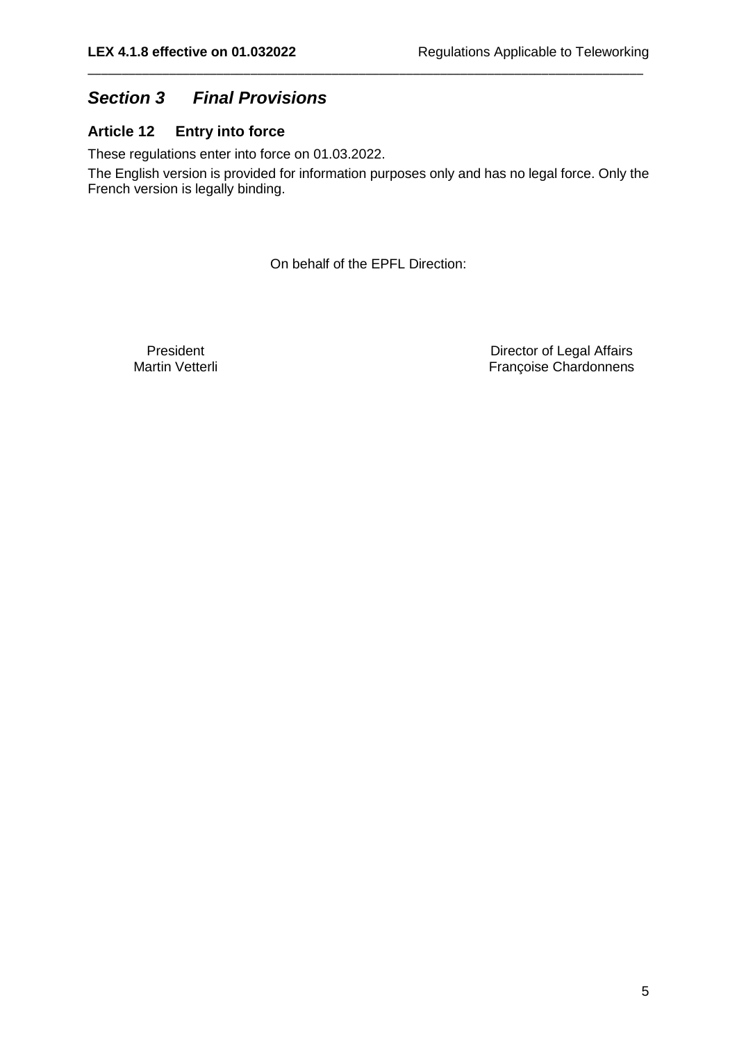## *Section 3 Final Provisions*

### Article 12 Entry into force

These regulations enter into force on 01.03.2022.

The English version is provided for information purposes only and has no legal force. Only the French version is legally binding.

On behalf of the EPFL Direction:

| | |
|---|---|
| President<br>Martin Vetterli | Director of Legal Affairs<br>Françoise Chardonnens |